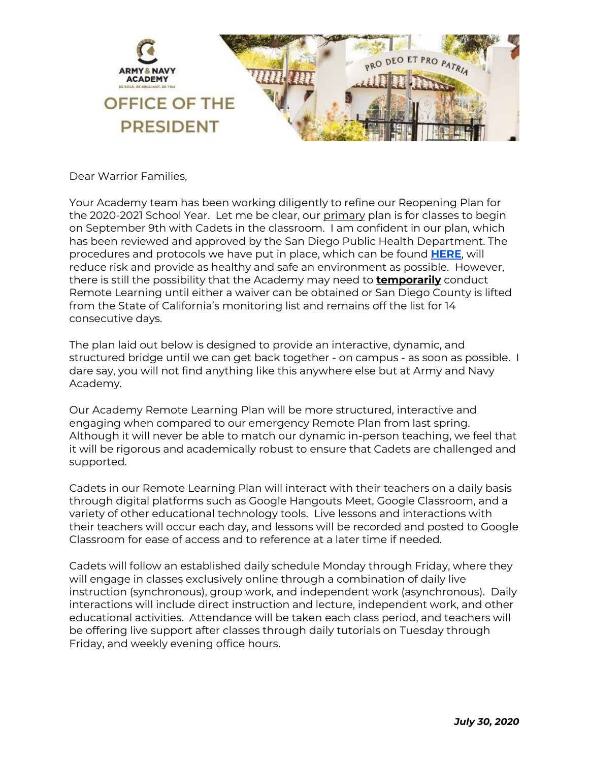ARMY & NAVY ACADEMY

BE BOLD. BE BRILLIANT. BE YOU

# OFFICE OF THE PRESIDENT

PRO DEO ET PRO PATRIA

Dear Warrior Families,

Your Academy team has been working diligently to refine our Reopening Plan for the 2020-2021 School Year. Let me be clear, our primary plan is for classes to begin on September 9th with Cadets in the classroom. I am confident in our plan, which has been reviewed and approved by the San Diego Public Health Department. The procedures and protocols we have put in place, which can be found **HERE**, will reduce risk and provide as healthy and safe an environment as possible. However, there is still the possibility that the Academy may need to **temporarily** conduct Remote Learning until either a waiver can be obtained or San Diego County is lifted from the State of California's monitoring list and remains off the list for 14 consecutive days.

The plan laid out below is designed to provide an interactive, dynamic, and structured bridge until we can get back together - on campus - as soon as possible. I dare say, you will not find anything like this anywhere else but at Army and Navy Academy.

Our Academy Remote Learning Plan will be more structured, interactive and engaging when compared to our emergency Remote Plan from last spring. Although it will never be able to match our dynamic in-person teaching, we feel that it will be rigorous and academically robust to ensure that Cadets are challenged and supported.

Cadets in our Remote Learning Plan will interact with their teachers on a daily basis through digital platforms such as Google Hangouts Meet, Google Classroom, and a variety of other educational technology tools. Live lessons and interactions with their teachers will occur each day, and lessons will be recorded and posted to Google Classroom for ease of access and to reference at a later time if needed.

Cadets will follow an established daily schedule Monday through Friday, where they will engage in classes exclusively online through a combination of daily live instruction (synchronous), group work, and independent work (asynchronous). Daily interactions will include direct instruction and lecture, independent work, and other educational activities. Attendance will be taken each class period, and teachers will be offering live support after classes through daily tutorials on Tuesday through Friday, and weekly evening office hours.

***July 30, 2020***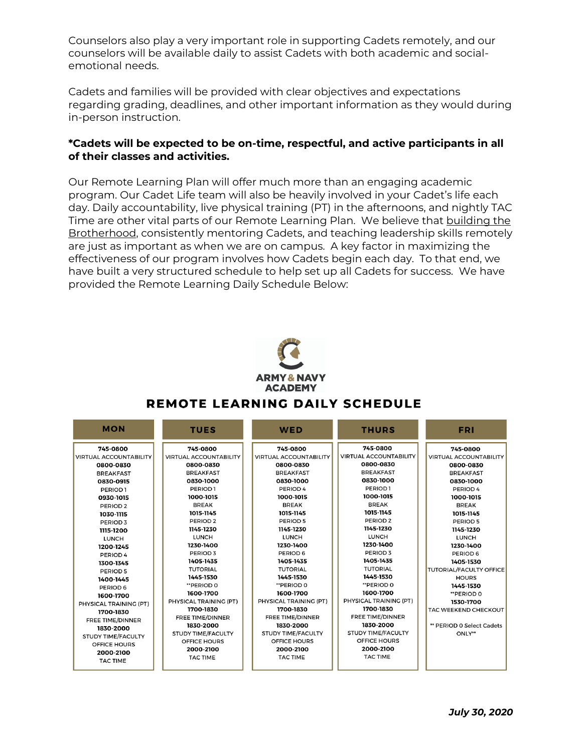Counselors also play a very important role in supporting Cadets remotely, and our counselors will be available daily to assist Cadets with both academic and social-emotional needs.

Cadets and families will be provided with clear objectives and expectations regarding grading, deadlines, and other important information as they would during in-person instruction.

**\*Cadets will be expected to be on-time, respectful, and active participants in all of their classes and activities.**

Our Remote Learning Plan will offer much more than an engaging academic program. Our Cadet Life team will also be heavily involved in your Cadet's life each day. Daily accountability, live physical training (PT) in the afternoons, and nightly TAC Time are other vital parts of our Remote Learning Plan. We believe that building the Brotherhood, consistently mentoring Cadets, and teaching leadership skills remotely are just as important as when we are on campus. A key factor in maximizing the effectiveness of our program involves how Cadets begin each day. To that end, we have built a very structured schedule to help set up all Cadets for success. We have provided the Remote Learning Daily Schedule Below:

ARMY & NAVY ACADEMY

## REMOTE LEARNING DAILY SCHEDULE

| MON | TUES | WED | THURS | FRI |
|---|---|---|---|---|
| **745-0800** VIRTUAL ACCOUNTABILITY | **745-0800** VIRTUAL ACCOUNTABILITY | **745-0800** VIRTUAL ACCOUNTABILITY | **745-0800** VIRTUAL ACCOUNTABILITY | **745-0800** VIRTUAL ACCOUNTABILITY |
| **0800-0830** BREAKFAST | **0800-0830** BREAKFAST | **0800-0830** BREAKFAST | **0800-0830** BREAKFAST | **0800-0830** BREAKFAST |
| **0830-0915** PERIOD 1 | **0830-1000** PERIOD 1 | **0830-1000** PERIOD 4 | **0830-1000** PERIOD 1 | **0830-1000** PERIOD 4 |
| **0930-1015** PERIOD 2 | **1000-1015** BREAK | **1000-1015** BREAK | **1000-1015** BREAK | **1000-1015** BREAK |
| **1030-1115** PERIOD 3 | **1015-1145** PERIOD 2 | **1015-1145** PERIOD 5 | **1015-1145** PERIOD 2 | **1015-1145** PERIOD 5 |
| **1115-1200** LUNCH | **1145-1230** LUNCH | **1145-1230** LUNCH | **1145-1230** LUNCH | **1145-1230** LUNCH |
| **1200-1245** PERIOD 4 | **1230-1400** PERIOD 3 | **1230-1400** PERIOD 6 | **1230-1400** PERIOD 3 | **1230-1400** PERIOD 6 |
| **1300-1345** PERIOD 5 | **1405-1435** TUTORIAL | **1405-1435** TUTORIAL | **1405-1435** TUTORIAL | **1405-1530** TUTORIAL/FACULTY OFFICE HOURS |
| **1400-1445** PERIOD 6 | **1445-1530** **PERIOD 0 | **1445-1530** **PERIOD 0 | **1445-1530** **PERIOD 0 | **1445-1530** **PERIOD 0 |
| **1600-1700** PHYSICAL TRAINING (PT) | **1600-1700** PHYSICAL TRAINING (PT) | **1600-1700** PHYSICAL TRAINING (PT) | **1600-1700** PHYSICAL TRAINING (PT) | **1530-1700** TAC WEEKEND CHECKOUT |
| **1700-1830** FREE TIME/DINNER | **1700-1830** FREE TIME/DINNER | **1700-1830** FREE TIME/DINNER | **1700-1830** FREE TIME/DINNER | ** PERIOD 0 Select Cadets ONLY** |
| **1830-2000** STUDY TIME/FACULTY OFFICE HOURS | **1830-2000** STUDY TIME/FACULTY OFFICE HOURS | **1830-2000** STUDY TIME/FACULTY OFFICE HOURS | **1830-2000** STUDY TIME/FACULTY OFFICE HOURS | |
| **2000-2100** TAC TIME | **2000-2100** TAC TIME | **2000-2100** TAC TIME | **2000-2100** TAC TIME | |

***July 30, 2020***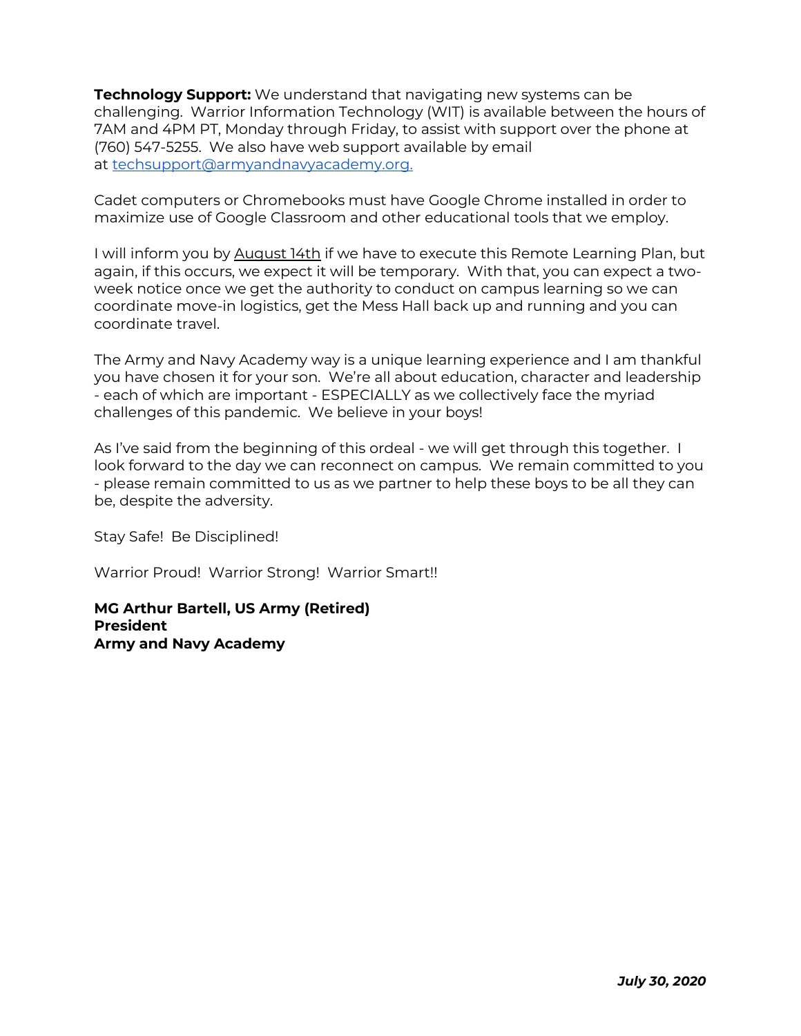**Technology Support:** We understand that navigating new systems can be challenging. Warrior Information Technology (WIT) is available between the hours of 7AM and 4PM PT, Monday through Friday, to assist with support over the phone at (760) 547-5255. We also have web support available by email at techsupport@armyandnavyacademy.org.

Cadet computers or Chromebooks must have Google Chrome installed in order to maximize use of Google Classroom and other educational tools that we employ.

I will inform you by August 14th if we have to execute this Remote Learning Plan, but again, if this occurs, we expect it will be temporary. With that, you can expect a two-week notice once we get the authority to conduct on campus learning so we can coordinate move-in logistics, get the Mess Hall back up and running and you can coordinate travel.

The Army and Navy Academy way is a unique learning experience and I am thankful you have chosen it for your son. We're all about education, character and leadership - each of which are important - ESPECIALLY as we collectively face the myriad challenges of this pandemic. We believe in your boys!

As I've said from the beginning of this ordeal - we will get through this together. I look forward to the day we can reconnect on campus. We remain committed to you - please remain committed to us as we partner to help these boys to be all they can be, despite the adversity.

Stay Safe! Be Disciplined!

Warrior Proud! Warrior Strong! Warrior Smart!!

**MG Arthur Bartell, US Army (Retired)**
**President**
**Army and Navy Academy**

***July 30, 2020***